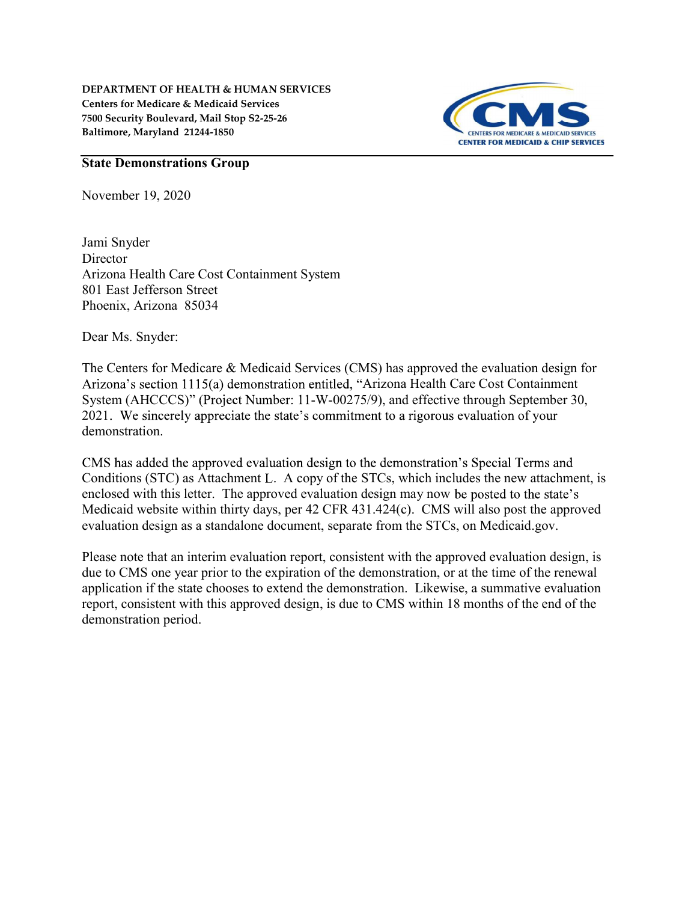**DEPARTMENT OF HEALTH & HUMAN SERVICES**
**Centers for Medicare & Medicaid Services**
**7500 Security Boulevard, Mail Stop S2-25-26**
**Baltimore, Maryland 21244-1850**

CMS
CENTERS FOR MEDICARE & MEDICAID SERVICES
CENTER FOR MEDICAID & CHIP SERVICES

**State Demonstrations Group**

November 19, 2020

Jami Snyder
Director
Arizona Health Care Cost Containment System
801 East Jefferson Street
Phoenix, Arizona 85034

Dear Ms. Snyder:

The Centers for Medicare & Medicaid Services (CMS) has approved the evaluation design for Arizona's section 1115(a) demonstration entitled, "Arizona Health Care Cost Containment System (AHCCCS)" (Project Number: 11-W-00275/9), and effective through September 30, 2021. We sincerely appreciate the state's commitment to a rigorous evaluation of your demonstration.

CMS has added the approved evaluation design to the demonstration's Special Terms and Conditions (STC) as Attachment L. A copy of the STCs, which includes the new attachment, is enclosed with this letter. The approved evaluation design may now be posted to the state's Medicaid website within thirty days, per 42 CFR 431.424(c). CMS will also post the approved evaluation design as a standalone document, separate from the STCs, on Medicaid.gov.

Please note that an interim evaluation report, consistent with the approved evaluation design, is due to CMS one year prior to the expiration of the demonstration, or at the time of the renewal application if the state chooses to extend the demonstration. Likewise, a summative evaluation report, consistent with this approved design, is due to CMS within 18 months of the end of the demonstration period.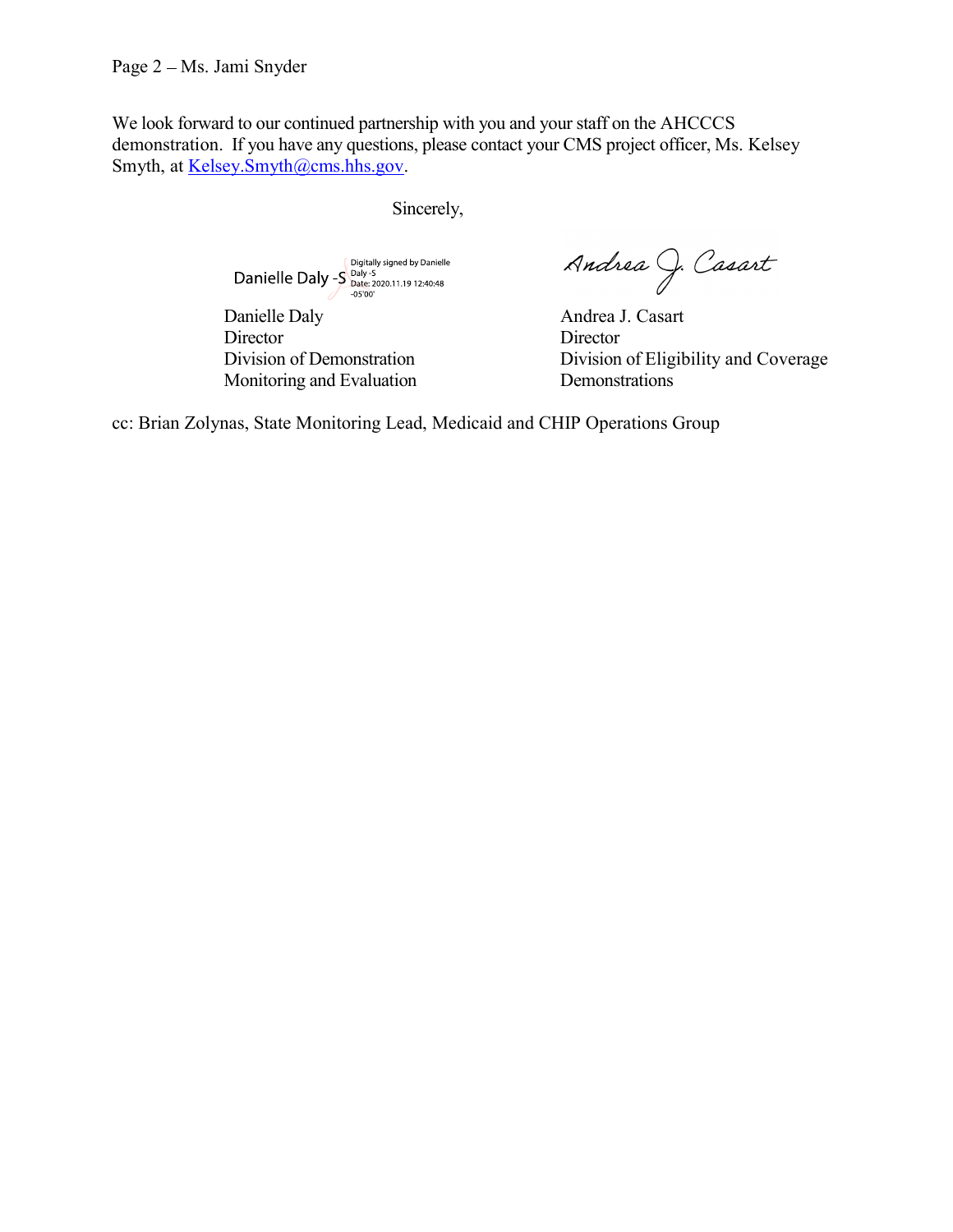We look forward to our continued partnership with you and your staff on the AHCCCS demonstration. If you have any questions, please contact your CMS project officer, Ms. Kelsey Smyth, at Kelsey.Smyth@cms.hhs.gov.

Sincerely,

Danielle Daly -S Digitally signed by Danielle Daly -S Date: 2020.11.19 12:40:48 -05'00'

Danielle Daly
Director
Division of Demonstration
Monitoring and Evaluation

Andrea J. Casart

Andrea J. Casart
Director
Division of Eligibility and Coverage
Demonstrations

cc: Brian Zolynas, State Monitoring Lead, Medicaid and CHIP Operations Group